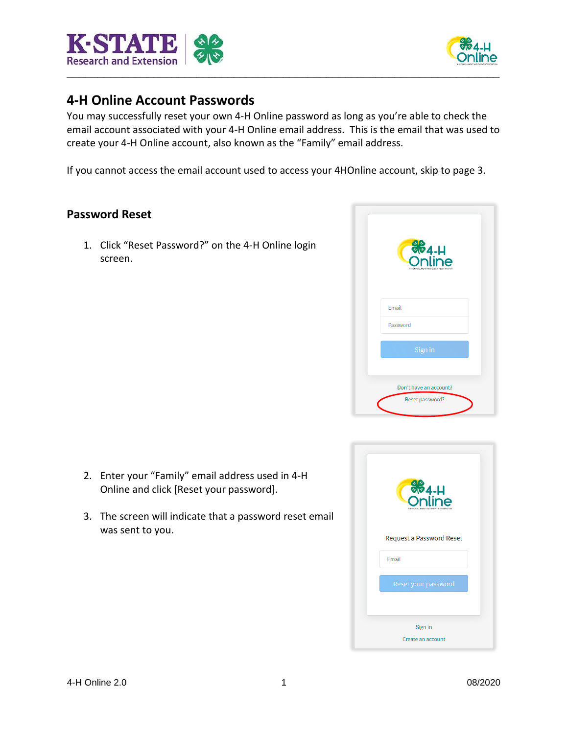## 4-H Online Account Passwords

You may successfully reset your own 4-H Online password as long as you're able to check the email account associated with your 4-H Online email address. This is the email that was used to create your 4-H Online account, also known as the "Family" email address.

If you cannot access the email account used to access your 4HOnline account, skip to page 3.

### Password Reset

1. Click "Reset Password?" on the 4-H Online login screen.

2. Enter your "Family" email address used in 4-H Online and click [Reset your password].

3. The screen will indicate that a password reset email was sent to you.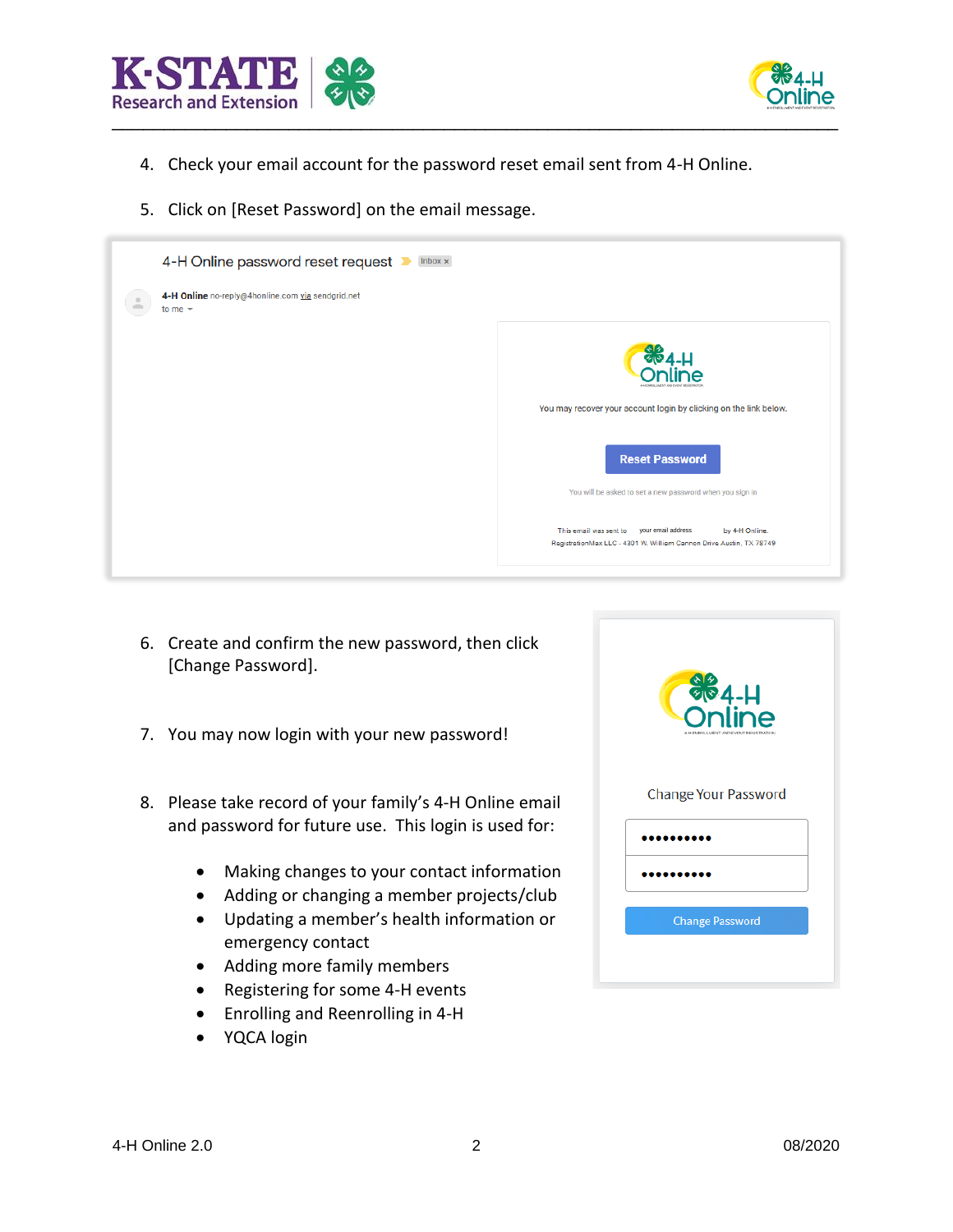4. Check your email account for the password reset email sent from 4-H Online.

5. Click on [Reset Password] on the email message.

6. Create and confirm the new password, then click [Change Password].

7. You may now login with your new password!

8. Please take record of your family's 4-H Online email and password for future use. This login is used for:

   - Making changes to your contact information
   - Adding or changing a member projects/club
   - Updating a member's health information or emergency contact
   - Adding more family members
   - Registering for some 4-H events
   - Enrolling and Reenrolling in 4-H
   - YQCA login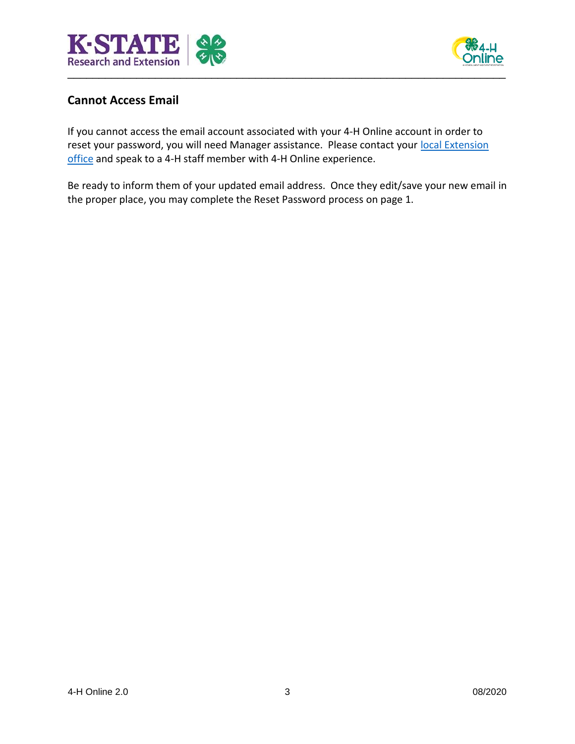## Cannot Access Email

If you cannot access the email account associated with your 4-H Online account in order to reset your password, you will need Manager assistance. Please contact your local Extension office and speak to a 4-H staff member with 4-H Online experience.

Be ready to inform them of your updated email address. Once they edit/save your new email in the proper place, you may complete the Reset Password process on page 1.